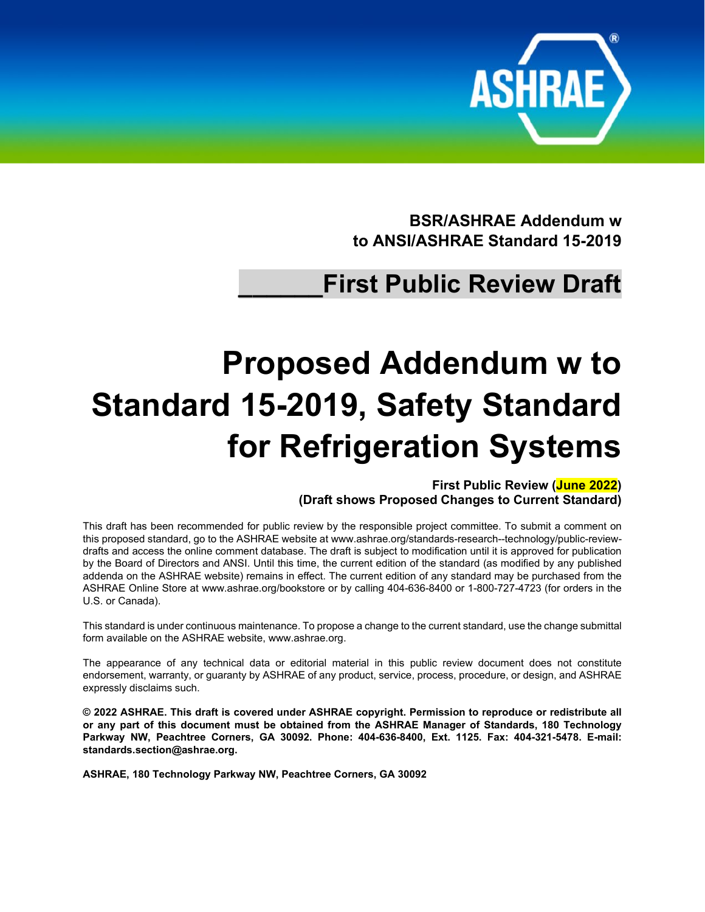**BSR/ASHRAE Addendum w to ANSI/ASHRAE Standard 15-2019**

## ______First Public Review Draft

# Proposed Addendum w to Standard 15-2019, Safety Standard for Refrigeration Systems

**First Public Review (June 2022)**
**(Draft shows Proposed Changes to Current Standard)**

This draft has been recommended for public review by the responsible project committee. To submit a comment on this proposed standard, go to the ASHRAE website at www.ashrae.org/standards-research--technology/public-review-drafts and access the online comment database. The draft is subject to modification until it is approved for publication by the Board of Directors and ANSI. Until this time, the current edition of the standard (as modified by any published addenda on the ASHRAE website) remains in effect. The current edition of any standard may be purchased from the ASHRAE Online Store at www.ashrae.org/bookstore or by calling 404-636-8400 or 1-800-727-4723 (for orders in the U.S. or Canada).

This standard is under continuous maintenance. To propose a change to the current standard, use the change submittal form available on the ASHRAE website, www.ashrae.org.

The appearance of any technical data or editorial material in this public review document does not constitute endorsement, warranty, or guaranty by ASHRAE of any product, service, process, procedure, or design, and ASHRAE expressly disclaims such.

**© 2022 ASHRAE. This draft is covered under ASHRAE copyright. Permission to reproduce or redistribute all or any part of this document must be obtained from the ASHRAE Manager of Standards, 180 Technology Parkway NW, Peachtree Corners, GA 30092. Phone: 404-636-8400, Ext. 1125. Fax: 404-321-5478. E-mail: standards.section@ashrae.org.**

**ASHRAE, 180 Technology Parkway NW, Peachtree Corners, GA 30092**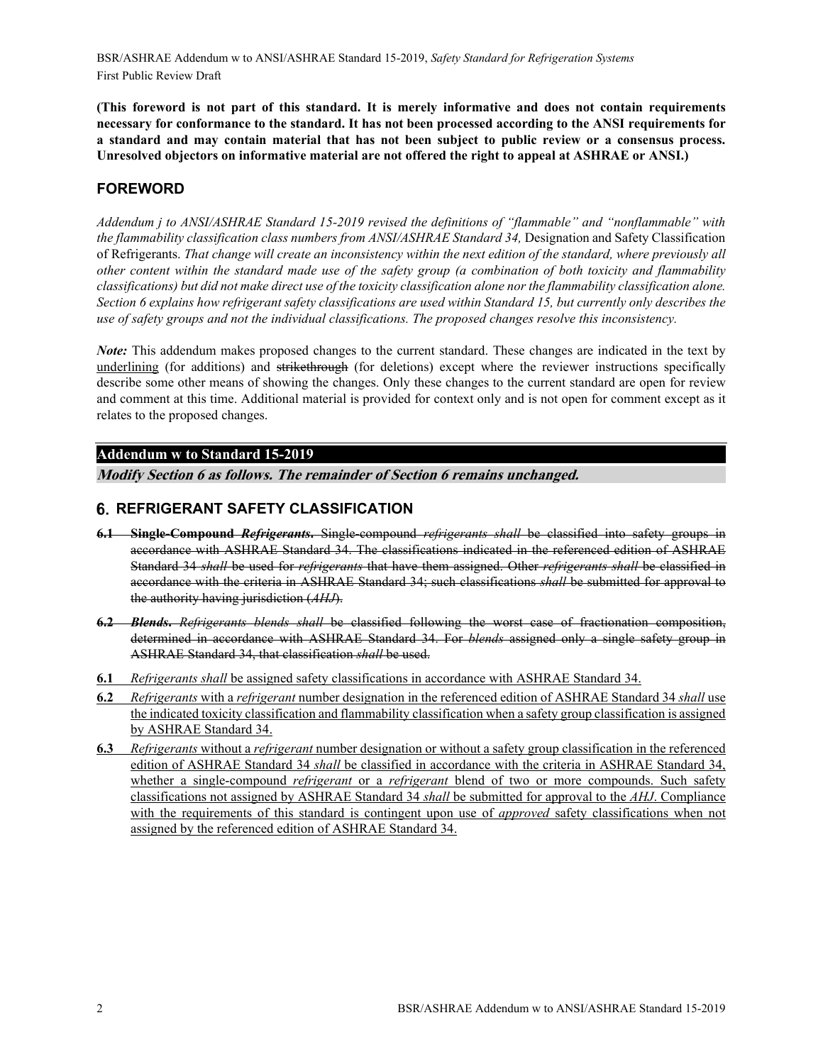**(This foreword is not part of this standard. It is merely informative and does not contain requirements necessary for conformance to the standard. It has not been processed according to the ANSI requirements for a standard and may contain material that has not been subject to public review or a consensus process. Unresolved objectors on informative material are not offered the right to appeal at ASHRAE or ANSI.)**

## FOREWORD

*Addendum j to ANSI/ASHRAE Standard 15-2019 revised the definitions of "flammable" and "nonflammable" with the flammability classification class numbers from ANSI/ASHRAE Standard 34,* Designation and Safety Classification of Refrigerants. *That change will create an inconsistency within the next edition of the standard, where previously all other content within the standard made use of the safety group (a combination of both toxicity and flammability classifications) but did not make direct use of the toxicity classification alone nor the flammability classification alone. Section 6 explains how refrigerant safety classifications are used within Standard 15, but currently only describes the use of safety groups and not the individual classifications. The proposed changes resolve this inconsistency.*

***Note:*** This addendum makes proposed changes to the current standard. These changes are indicated in the text by <u>underlining</u> (for additions) and ~~strikethrough~~ (for deletions) except where the reviewer instructions specifically describe some other means of showing the changes. Only these changes to the current standard are open for review and comment at this time. Additional material is provided for context only and is not open for comment except as it relates to the proposed changes.

**Addendum w to Standard 15-2019**

***Modify Section 6 as follows. The remainder of Section 6 remains unchanged.***

## 6. REFRIGERANT SAFETY CLASSIFICATION

~~**6.1 Single-Compound *Refrigerants*.** Single-compound *refrigerants shall* be classified into safety groups in accordance with ASHRAE Standard 34. The classifications indicated in the referenced edition of ASHRAE Standard 34 *shall* be used for *refrigerants* that have them assigned. Other *refrigerants shall* be classified in accordance with the criteria in ASHRAE Standard 34; such classifications *shall* be submitted for approval to the authority having jurisdiction (*AHJ*).~~

~~**6.2 *Blends*.** *Refrigerants blends shall* be classified following the worst case of fractionation composition, determined in accordance with ASHRAE Standard 34. For *blends* assigned only a single safety group in ASHRAE Standard 34, that classification *shall* be used.~~

<u>**6.1** *Refrigerants shall* be assigned safety classifications in accordance with ASHRAE Standard 34.</u>

<u>**6.2** *Refrigerants* with a *refrigerant* number designation in the referenced edition of ASHRAE Standard 34 *shall* use the indicated toxicity classification and flammability classification when a safety group classification is assigned by ASHRAE Standard 34.</u>

<u>**6.3** *Refrigerants* without a *refrigerant* number designation or without a safety group classification in the referenced edition of ASHRAE Standard 34 *shall* be classified in accordance with the criteria in ASHRAE Standard 34, whether a single-compound *refrigerant* or a *refrigerant* blend of two or more compounds. Such safety classifications not assigned by ASHRAE Standard 34 *shall* be submitted for approval to the *AHJ*. Compliance with the requirements of this standard is contingent upon use of *approved* safety classifications when not assigned by the referenced edition of ASHRAE Standard 34.</u>